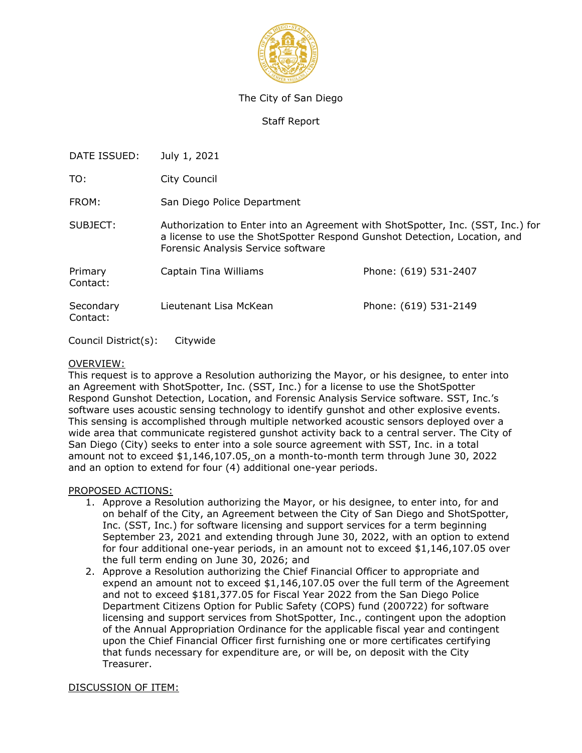The City of San Diego

Staff Report

| | | |
|---|---|---|
| DATE ISSUED: | July 1, 2021 | |
| TO: | City Council | |
| FROM: | San Diego Police Department | |
| SUBJECT: | Authorization to Enter into an Agreement with ShotSpotter, Inc. (SST, Inc.) for a license to use the ShotSpotter Respond Gunshot Detection, Location, and Forensic Analysis Service software | |
| Primary Contact: | Captain Tina Williams | Phone: (619) 531-2407 |
| Secondary Contact: | Lieutenant Lisa McKean | Phone: (619) 531-2149 |

Council District(s): Citywide

OVERVIEW:

This request is to approve a Resolution authorizing the Mayor, or his designee, to enter into an Agreement with ShotSpotter, Inc. (SST, Inc.) for a license to use the ShotSpotter Respond Gunshot Detection, Location, and Forensic Analysis Service software. SST, Inc.'s software uses acoustic sensing technology to identify gunshot and other explosive events. This sensing is accomplished through multiple networked acoustic sensors deployed over a wide area that communicate registered gunshot activity back to a central server. The City of San Diego (City) seeks to enter into a sole source agreement with SST, Inc. in a total amount not to exceed $1,146,107.05, on a month-to-month term through June 30, 2022 and an option to extend for four (4) additional one-year periods.

PROPOSED ACTIONS:

1. Approve a Resolution authorizing the Mayor, or his designee, to enter into, for and on behalf of the City, an Agreement between the City of San Diego and ShotSpotter, Inc. (SST, Inc.) for software licensing and support services for a term beginning September 23, 2021 and extending through June 30, 2022, with an option to extend for four additional one-year periods, in an amount not to exceed $1,146,107.05 over the full term ending on June 30, 2026; and
2. Approve a Resolution authorizing the Chief Financial Officer to appropriate and expend an amount not to exceed $1,146,107.05 over the full term of the Agreement and not to exceed $181,377.05 for Fiscal Year 2022 from the San Diego Police Department Citizens Option for Public Safety (COPS) fund (200722) for software licensing and support services from ShotSpotter, Inc., contingent upon the adoption of the Annual Appropriation Ordinance for the applicable fiscal year and contingent upon the Chief Financial Officer first furnishing one or more certificates certifying that funds necessary for expenditure are, or will be, on deposit with the City Treasurer.

DISCUSSION OF ITEM: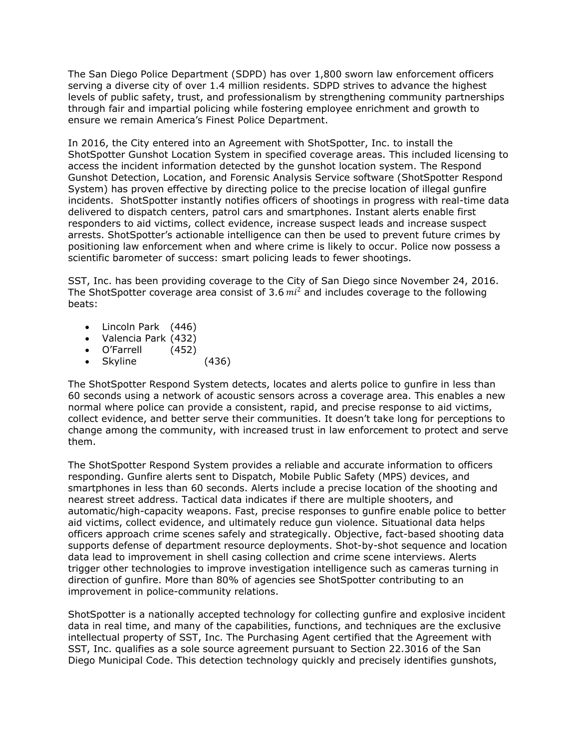The San Diego Police Department (SDPD) has over 1,800 sworn law enforcement officers serving a diverse city of over 1.4 million residents. SDPD strives to advance the highest levels of public safety, trust, and professionalism by strengthening community partnerships through fair and impartial policing while fostering employee enrichment and growth to ensure we remain America's Finest Police Department.

In 2016, the City entered into an Agreement with ShotSpotter, Inc. to install the ShotSpotter Gunshot Location System in specified coverage areas. This included licensing to access the incident information detected by the gunshot location system. The Respond Gunshot Detection, Location, and Forensic Analysis Service software (ShotSpotter Respond System) has proven effective by directing police to the precise location of illegal gunfire incidents. ShotSpotter instantly notifies officers of shootings in progress with real-time data delivered to dispatch centers, patrol cars and smartphones. Instant alerts enable first responders to aid victims, collect evidence, increase suspect leads and increase suspect arrests. ShotSpotter's actionable intelligence can then be used to prevent future crimes by positioning law enforcement when and where crime is likely to occur. Police now possess a scientific barometer of success: smart policing leads to fewer shootings.

SST, Inc. has been providing coverage to the City of San Diego since November 24, 2016. The ShotSpotter coverage area consist of 3.6 $mi^2$ and includes coverage to the following beats:

- Lincoln Park (446)
- Valencia Park (432)
- O'Farrell (452)
- Skyline (436)

The ShotSpotter Respond System detects, locates and alerts police to gunfire in less than 60 seconds using a network of acoustic sensors across a coverage area. This enables a new normal where police can provide a consistent, rapid, and precise response to aid victims, collect evidence, and better serve their communities. It doesn't take long for perceptions to change among the community, with increased trust in law enforcement to protect and serve them.

The ShotSpotter Respond System provides a reliable and accurate information to officers responding. Gunfire alerts sent to Dispatch, Mobile Public Safety (MPS) devices, and smartphones in less than 60 seconds. Alerts include a precise location of the shooting and nearest street address. Tactical data indicates if there are multiple shooters, and automatic/high-capacity weapons. Fast, precise responses to gunfire enable police to better aid victims, collect evidence, and ultimately reduce gun violence. Situational data helps officers approach crime scenes safely and strategically. Objective, fact-based shooting data supports defense of department resource deployments. Shot-by-shot sequence and location data lead to improvement in shell casing collection and crime scene interviews. Alerts trigger other technologies to improve investigation intelligence such as cameras turning in direction of gunfire. More than 80% of agencies see ShotSpotter contributing to an improvement in police-community relations.

ShotSpotter is a nationally accepted technology for collecting gunfire and explosive incident data in real time, and many of the capabilities, functions, and techniques are the exclusive intellectual property of SST, Inc. The Purchasing Agent certified that the Agreement with SST, Inc. qualifies as a sole source agreement pursuant to Section 22.3016 of the San Diego Municipal Code. This detection technology quickly and precisely identifies gunshots,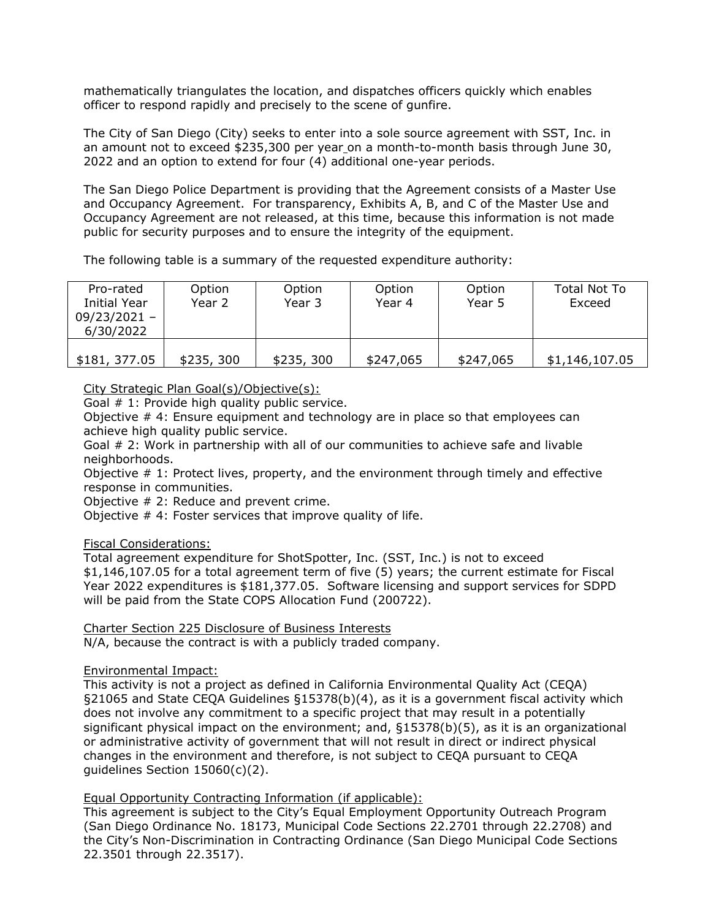mathematically triangulates the location, and dispatches officers quickly which enables officer to respond rapidly and precisely to the scene of gunfire.

The City of San Diego (City) seeks to enter into a sole source agreement with SST, Inc. in an amount not to exceed $235,300 per year on a month-to-month basis through June 30, 2022 and an option to extend for four (4) additional one-year periods.

The San Diego Police Department is providing that the Agreement consists of a Master Use and Occupancy Agreement. For transparency, Exhibits A, B, and C of the Master Use and Occupancy Agreement are not released, at this time, because this information is not made public for security purposes and to ensure the integrity of the equipment.

The following table is a summary of the requested expenditure authority:

| Pro-rated Initial Year 09/23/2021 – 6/30/2022 | Option Year 2 | Option Year 3 | Option Year 4 | Option Year 5 | Total Not To Exceed |
|---|---|---|---|---|---|
| $181, 377.05 | $235, 300 | $235, 300 | $247,065 | $247,065 | $1,146,107.05 |

<u>City Strategic Plan Goal(s)/Objective(s):</u>
Goal # 1: Provide high quality public service.
Objective # 4: Ensure equipment and technology are in place so that employees can achieve high quality public service.
Goal # 2: Work in partnership with all of our communities to achieve safe and livable neighborhoods.
Objective # 1: Protect lives, property, and the environment through timely and effective response in communities.
Objective # 2: Reduce and prevent crime.
Objective # 4: Foster services that improve quality of life.

<u>Fiscal Considerations:</u>
Total agreement expenditure for ShotSpotter, Inc. (SST, Inc.) is not to exceed $1,146,107.05 for a total agreement term of five (5) years; the current estimate for Fiscal Year 2022 expenditures is $181,377.05. Software licensing and support services for SDPD will be paid from the State COPS Allocation Fund (200722).

<u>Charter Section 225 Disclosure of Business Interests</u>
N/A, because the contract is with a publicly traded company.

<u>Environmental Impact:</u>
This activity is not a project as defined in California Environmental Quality Act (CEQA) §21065 and State CEQA Guidelines §15378(b)(4), as it is a government fiscal activity which does not involve any commitment to a specific project that may result in a potentially significant physical impact on the environment; and, §15378(b)(5), as it is an organizational or administrative activity of government that will not result in direct or indirect physical changes in the environment and therefore, is not subject to CEQA pursuant to CEQA guidelines Section 15060(c)(2).

<u>Equal Opportunity Contracting Information (if applicable):</u>
This agreement is subject to the City's Equal Employment Opportunity Outreach Program (San Diego Ordinance No. 18173, Municipal Code Sections 22.2701 through 22.2708) and the City's Non-Discrimination in Contracting Ordinance (San Diego Municipal Code Sections 22.3501 through 22.3517).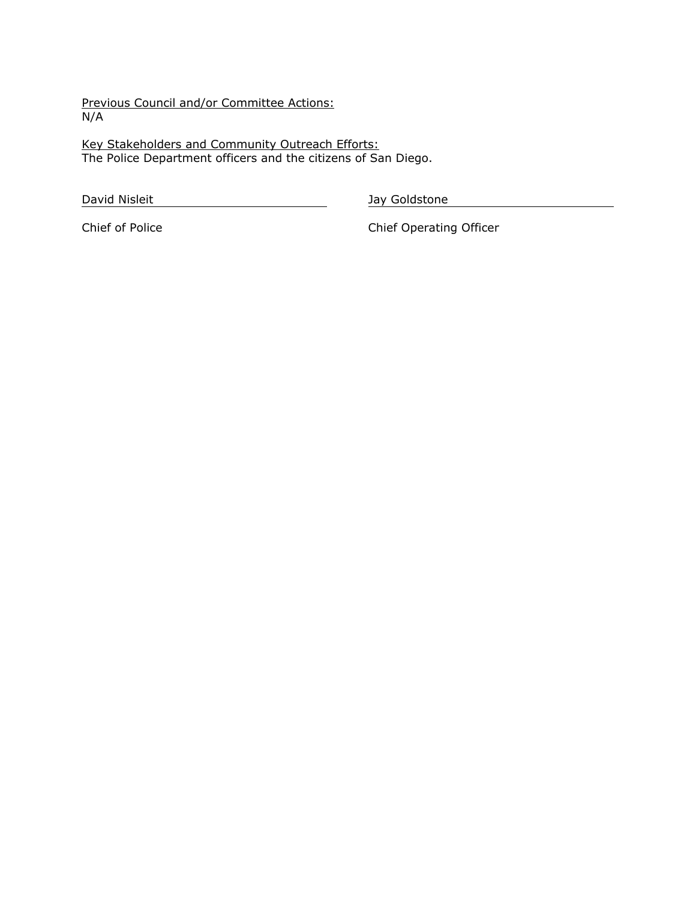<u>Previous Council and/or Committee Actions:</u>
N/A

<u>Key Stakeholders and Community Outreach Efforts:</u>
The Police Department officers and the citizens of San Diego.

| | |
|---|---|
| David Nisleit | Jay Goldstone |
| Chief of Police | Chief Operating Officer |